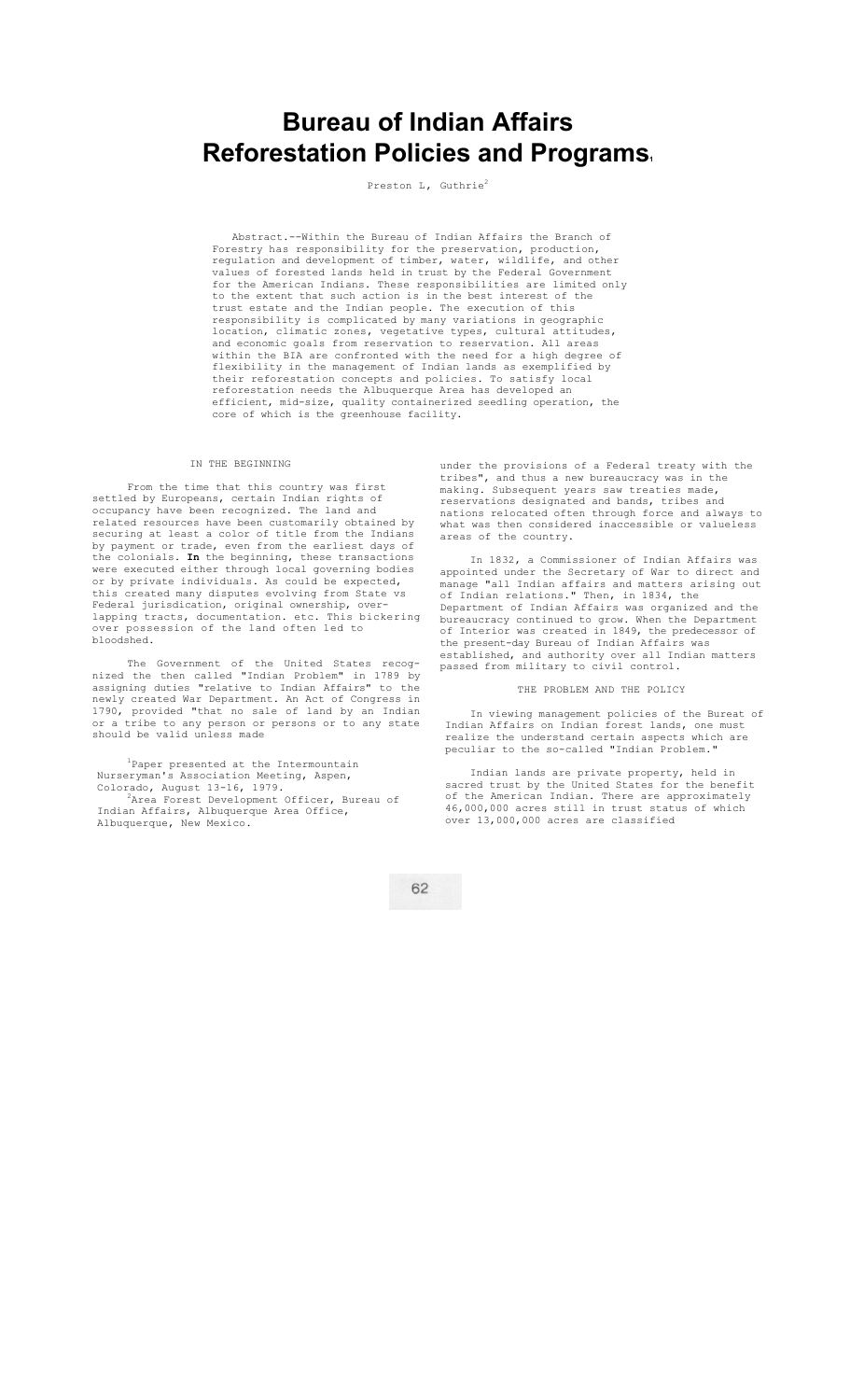# Bureau of Indian Affairs Reforestation Policies and Programs[1]

Preston L, Guthrie[2]

Abstract.--Within the Bureau of Indian Affairs the Branch of Forestry has responsibility for the preservation, production, regulation and development of timber, water, wildlife, and other values of forested lands held in trust by the Federal Government for the American Indians. These responsibilities are limited only to the extent that such action is in the best interest of the trust estate and the Indian people. The execution of this responsibility is complicated by many variations in geographic location, climatic zones, vegetative types, cultural attitudes, and economic goals from reservation to reservation. All areas within the BIA are confronted with the need for a high degree of flexibility in the management of Indian lands as exemplified by their reforestation concepts and policies. To satisfy local reforestation needs the Albuquerque Area has developed an efficient, mid-size, quality containerized seedling operation, the core of which is the greenhouse facility.

## IN THE BEGINNING

From the time that this country was first settled by Europeans, certain Indian rights of occupancy have been recognized. The land and related resources have been customarily obtained by securing at least a color of title from the Indians by payment or trade, even from the earliest days of the colonials. **In** the beginning, these transactions were executed either through local governing bodies or by private individuals. As could be expected, this created many disputes evolving from State vs Federal jurisdication, original ownership, overlapping tracts, documentation. etc. This bickering over possession of the land often led to bloodshed.

The Government of the United States recognized the then called "Indian Problem" in 1789 by assigning duties "relative to Indian Affairs" to the newly created War Department. An Act of Congress in 1790, provided "that no sale of land by an Indian or a tribe to any person or persons or to any state should be valid unless made under the provisions of a Federal treaty with the tribes", and thus a new bureaucracy was in the making. Subsequent years saw treaties made, reservations designated and bands, tribes and nations relocated often through force and always to what was then considered inaccessible or valueless areas of the country.

In 1832, a Commissioner of Indian Affairs was appointed under the Secretary of War to direct and manage "all Indian affairs and matters arising out of Indian relations." Then, in 1834, the Department of Indian Affairs was organized and the bureaucracy continued to grow. When the Department of Interior was created in 1849, the predecessor of the present-day Bureau of Indian Affairs was established, and authority over all Indian matters passed from military to civil control.

## THE PROBLEM AND THE POLICY

In viewing management policies of the Bureat of Indian Affairs on Indian forest lands, one must realize the understand certain aspects which are peculiar to the so-called "Indian Problem."

Indian lands are private property, held in sacred trust by the United States for the benefit of the American Indian. There are approximately 46,000,000 acres still in trust status of which over 13,000,000 acres are classified

[1] Paper presented at the Intermountain Nurseryman's Association Meeting, Aspen, Colorado, August 13-16, 1979.

[2] Area Forest Development Officer, Bureau of Indian Affairs, Albuquerque Area Office, Albuquerque, New Mexico.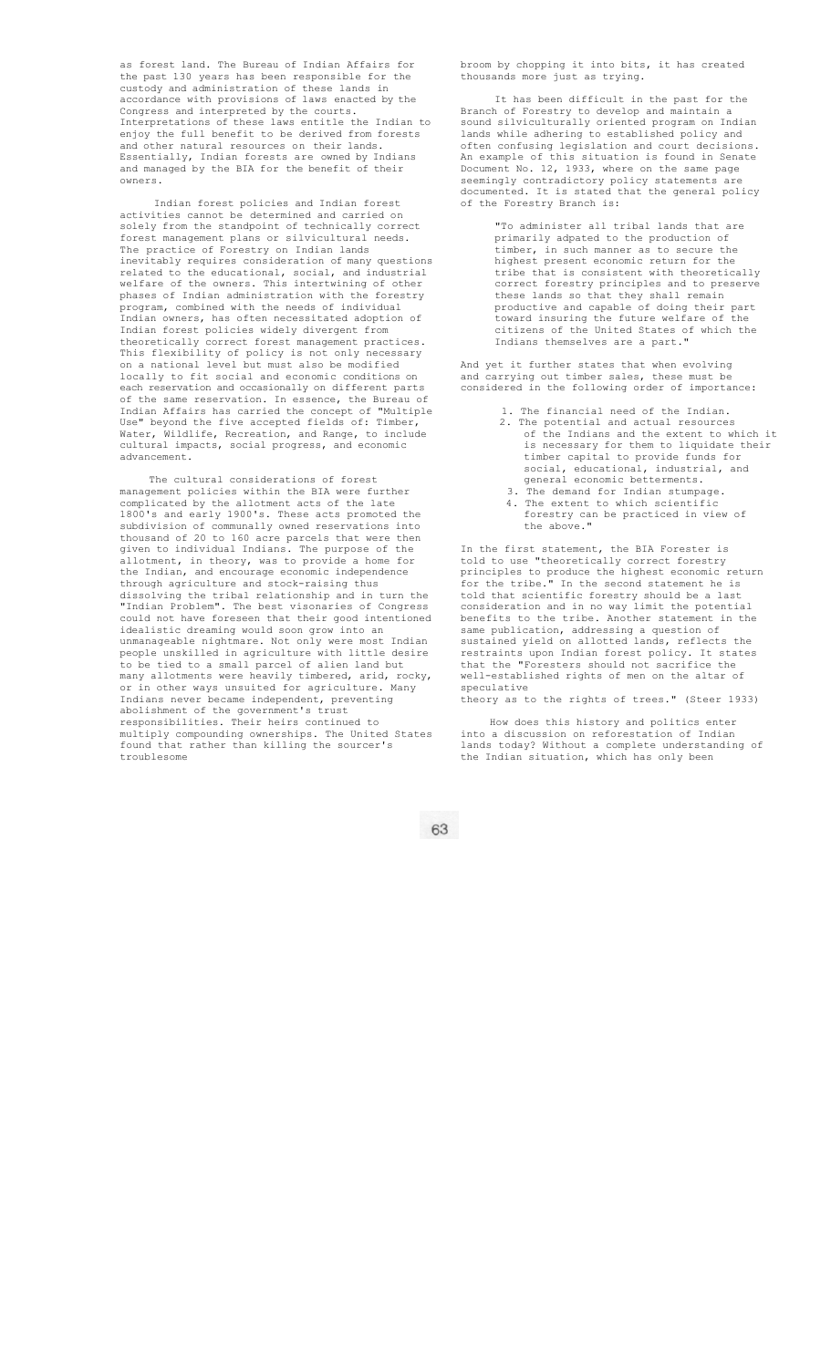as forest land. The Bureau of Indian Affairs for the past 130 years has been responsible for the custody and administration of these lands in accordance with provisions of laws enacted by the Congress and interpreted by the courts. Interpretations of these laws entitle the Indian to enjoy the full benefit to be derived from forests and other natural resources on their lands. Essentially, Indian forests are owned by Indians and managed by the BIA for the benefit of their owners.

Indian forest policies and Indian forest activities cannot be determined and carried on solely from the standpoint of technically correct forest management plans or silvicultural needs. The practice of Forestry on Indian lands inevitably requires consideration of many questions related to the educational, social, and industrial welfare of the owners. This intertwining of other phases of Indian administration with the forestry program, combined with the needs of individual Indian owners, has often necessitated adoption of Indian forest policies widely divergent from theoretically correct forest management practices. This flexibility of policy is not only necessary on a national level but must also be modified locally to fit social and economic conditions on each reservation and occasionally on different parts of the same reservation. In essence, the Bureau of Indian Affairs has carried the concept of "Multiple Use" beyond the five accepted fields of: Timber, Water, Wildlife, Recreation, and Range, to include cultural impacts, social progress, and economic advancement.

The cultural considerations of forest management policies within the BIA were further complicated by the allotment acts of the late 1800's and early 1900's. These acts promoted the subdivision of communally owned reservations into thousand of 20 to 160 acre parcels that were then given to individual Indians. The purpose of the allotment, in theory, was to provide a home for the Indian, and encourage economic independence through agriculture and stock-raising thus dissolving the tribal relationship and in turn the "Indian Problem". The best visonaries of Congress could not have foreseen that their good intentioned idealistic dreaming would soon grow into an unmanageable nightmare. Not only were most Indian people unskilled in agriculture with little desire to be tied to a small parcel of alien land but many allotments were heavily timbered, arid, rocky, or in other ways unsuited for agriculture. Many Indians never became independent, preventing abolishment of the government's trust responsibilities. Their heirs continued to multiply compounding ownerships. The United States found that rather than killing the sourcer's troublesome broom by chopping it into bits, it has created thousands more just as trying.

It has been difficult in the past for the Branch of Forestry to develop and maintain a sound silviculturally oriented program on Indian lands while adhering to established policy and often confusing legislation and court decisions. An example of this situation is found in Senate Document No. 12, 1933, where on the same page seemingly contradictory policy statements are documented. It is stated that the general policy of the Forestry Branch is:

> "To administer all tribal lands that are primarily adpated to the production of timber, in such manner as to secure the highest present economic return for the tribe that is consistent with theoretically correct forestry principles and to preserve these lands so that they shall remain productive and capable of doing their part toward insuring the future welfare of the citizens of the United States of which the Indians themselves are a part."

And yet it further states that when evolving and carrying out timber sales, these must be considered in the following order of importance:

> 1. The financial need of the Indian.
> 2. The potential and actual resources of the Indians and the extent to which it is necessary for them to liquidate their timber capital to provide funds for social, educational, industrial, and general economic betterments.
> 3. The demand for Indian stumpage.
> 4. The extent to which scientific forestry can be practiced in view of the above."

In the first statement, the BIA Forester is told to use "theoretically correct forestry principles to produce the highest economic return for the tribe." In the second statement he is told that scientific forestry should be a last consideration and in no way limit the potential benefits to the tribe. Another statement in the same publication, addressing a question of sustained yield on allotted lands, reflects the restraints upon Indian forest policy. It states that the "Foresters should not sacrifice the well-established rights of men on the altar of speculative theory as to the rights of trees." (Steer 1933)

How does this history and politics enter into a discussion on reforestation of Indian lands today? Without a complete understanding of the Indian situation, which has only been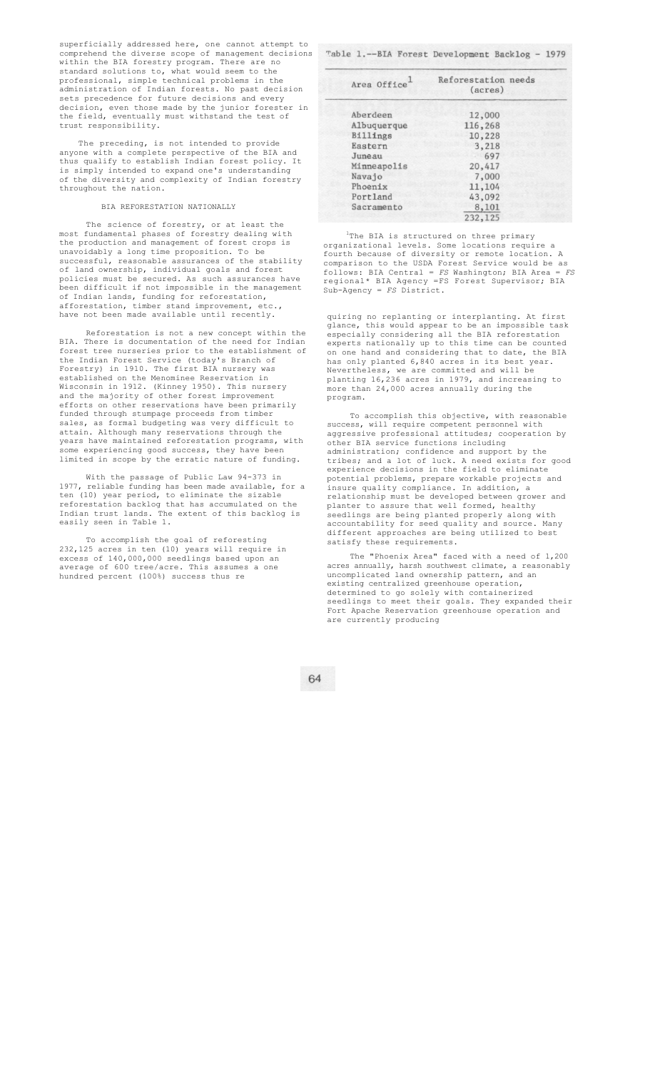superficially addressed here, one cannot attempt to comprehend the diverse scope of management decisions within the BIA forestry program. There are no standard solutions to, what would seem to the professional, simple technical problems in the administration of Indian forests. No past decision sets precedence for future decisions and every decision, even those made by the junior forester in the field, eventually must withstand the test of trust responsibility.

The preceding, is not intended to provide anyone with a complete perspective of the BIA and thus qualify to establish Indian forest policy. It is simply intended to expand one's understanding of the diversity and complexity of Indian forestry throughout the nation.

## BIA REFORESTATION NATIONALLY

The science of forestry, or at least the most fundamental phases of forestry dealing with the production and management of forest crops is unavoidably a long time proposition. To be successful, reasonable assurances of the stability of land ownership, individual goals and forest policies must be secured. As such assurances have been difficult if not impossible in the management of Indian lands, funding for reforestation, afforestation, timber stand improvement, etc., have not been made available until recently.

Reforestation is not a new concept within the BIA. There is documentation of the need for Indian forest tree nurseries prior to the establishment of the Indian Forest Service (today's Branch of Forestry) in 1910. The first BIA nursery was established on the Menominee Reservation in Wisconsin in 1912. (Kinney 1950). This nursery and the majority of other forest improvement efforts on other reservations have been primarily funded through stumpage proceeds from timber sales, as formal budgeting was very difficult to attain. Although many reservations through the years have maintained reforestation programs, with some experiencing good success, they have been limited in scope by the erratic nature of funding.

With the passage of Public Law 94-373 in 1977, reliable funding has been made available, for a ten (10) year period, to eliminate the sizable reforestation backlog that has accumulated on the Indian trust lands. The extent of this backlog is easily seen in Table 1.

To accomplish the goal of reforesting 232,125 acres in ten (10) years will require in excess of 140,000,000 seedlings based upon an average of 600 tree/acre. This assumes a one hundred percent (100%) success thus re

Table 1.--BIA Forest Development Backlog - 1979

| Area Office[1] | Reforestation needs (acres) |
|---|---|
| Aberdeen | 12,000 |
| Albuquerque | 116,268 |
| Billings | 10,228 |
| Eastern | 3,218 |
| Juneau | 697 |
| Minneapolis | 20,417 |
| Navajo | 7,000 |
| Phoenix | 11,104 |
| Portland | 43,092 |
| Sacramento | 8,101 |
| | 232,125 |

[1]The BIA is structured on three primary organizational levels. Some locations require a fourth because of diversity or remote location. A comparison to the USDA Forest Service would be as follows: BIA Central = *FS* Washington; BIA Area = *FS* regional* BIA Agency =FS Forest Supervisor; BIA Sub-Agency = *FS* District.

quiring no replanting or interplanting. At first glance, this would appear to be an impossible task especially considering all the BIA reforestation experts nationally up to this time can be counted on one hand and considering that to date, the BIA has only planted 6,840 acres in its best year. Nevertheless, we are committed and will be planting 16,236 acres in 1979, and increasing to more than 24,000 acres annually during the program.

To accomplish this objective, with reasonable success, will require competent personnel with aggressive professional attitudes; cooperation by other BIA service functions including administration; confidence and support by the tribes; and a lot of luck. A need exists for good experience decisions in the field to eliminate potential problems, prepare workable projects and insure quality compliance. In addition, a relationship must be developed between grower and planter to assure that well formed, healthy seedlings are being planted properly along with accountability for seed quality and source. Many different approaches are being utilized to best satisfy these requirements.

The "Phoenix Area" faced with a need of 1,200 acres annually, harsh southwest climate, a reasonably uncomplicated land ownership pattern, and an existing centralized greenhouse operation, determined to go solely with containerized seedlings to meet their goals. They expanded their Fort Apache Reservation greenhouse operation and are currently producing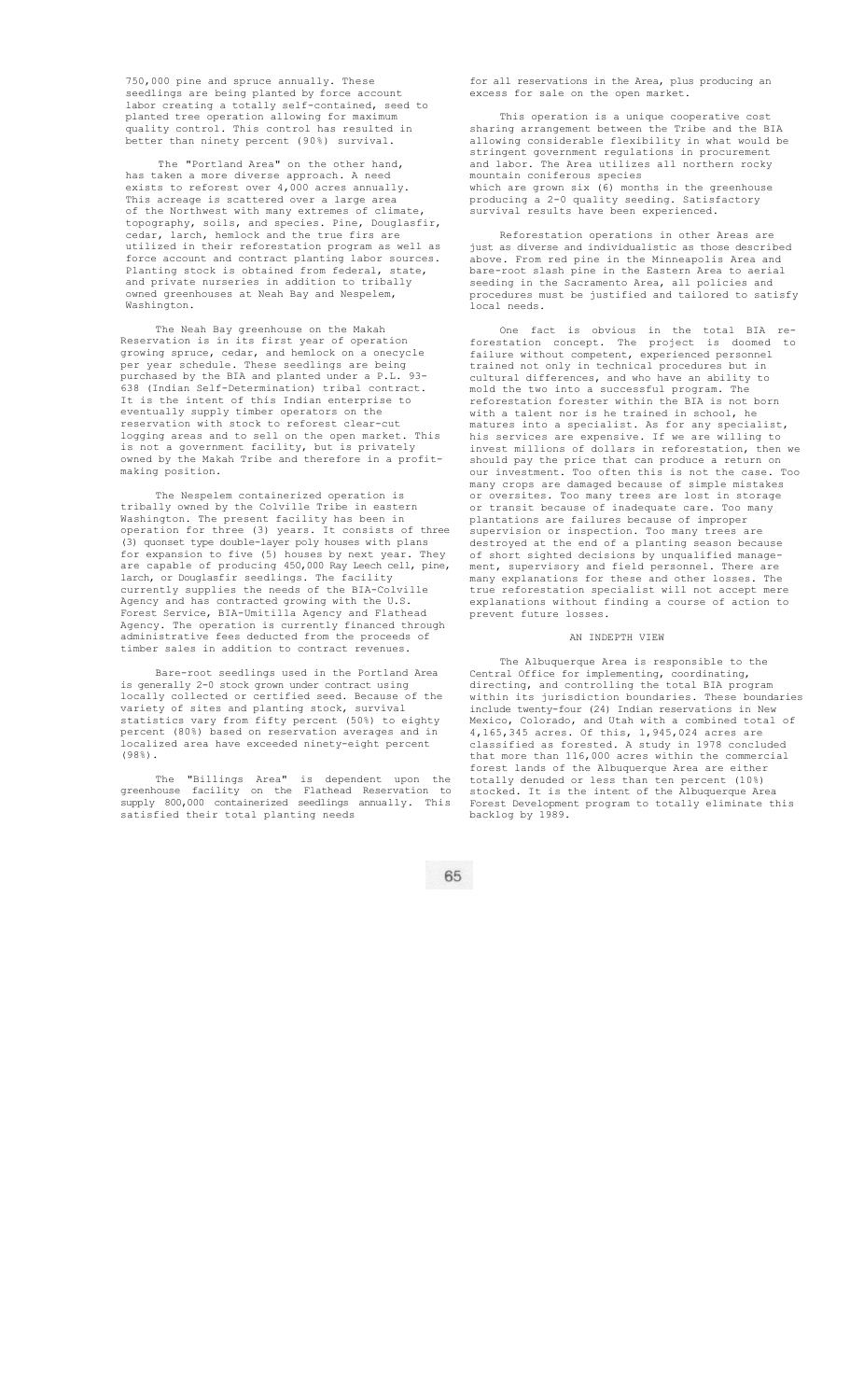750,000 pine and spruce annually. These seedlings are being planted by force account labor creating a totally self-contained, seed to planted tree operation allowing for maximum quality control. This control has resulted in better than ninety percent (90%) survival.

The "Portland Area" on the other hand, has taken a more diverse approach. A need exists to reforest over 4,000 acres annually. This acreage is scattered over a large area of the Northwest with many extremes of climate, topography, soils, and species. Pine, Douglasfir, cedar, larch, hemlock and the true firs are utilized in their reforestation program as well as force account and contract planting labor sources. Planting stock is obtained from federal, state, and private nurseries in addition to tribally owned greenhouses at Neah Bay and Nespelem, Washington.

The Neah Bay greenhouse on the Makah Reservation is in its first year of operation growing spruce, cedar, and hemlock on a onecycle per year schedule. These seedlings are being purchased by the BIA and planted under a P.L. 93-638 (Indian Self-Determination) tribal contract. It is the intent of this Indian enterprise to eventually supply timber operators on the reservation with stock to reforest clear-cut logging areas and to sell on the open market. This is not a government facility, but is privately owned by the Makah Tribe and therefore in a profit-making position.

The Nespelem containerized operation is tribally owned by the Colville Tribe in eastern Washington. The present facility has been in operation for three (3) years. It consists of three (3) quonset type double-layer poly houses with plans for expansion to five (5) houses by next year. They are capable of producing 450,000 Ray Leech cell, pine, larch, or Douglasfir seedlings. The facility currently supplies the needs of the BIA-Colville Agency and has contracted growing with the U.S. Forest Service, BIA-Umitilla Agency and Flathead Agency. The operation is currently financed through administrative fees deducted from the proceeds of timber sales in addition to contract revenues.

Bare-root seedlings used in the Portland Area is generally 2-0 stock grown under contract using locally collected or certified seed. Because of the variety of sites and planting stock, survival statistics vary from fifty percent (50%) to eighty percent (80%) based on reservation averages and in localized area have exceeded ninety-eight percent (98%).

The "Billings Area" is dependent upon the greenhouse facility on the Flathead Reservation to supply 800,000 containerized seedlings annually. This satisfied their total planting needs for all reservations in the Area, plus producing an excess for sale on the open market.

This operation is a unique cooperative cost sharing arrangement between the Tribe and the BIA allowing considerable flexibility in what would be stringent government regulations in procurement and labor. The Area utilizes all northern rocky mountain coniferous species which are grown six (6) months in the greenhouse producing a 2-0 quality seeding. Satisfactory survival results have been experienced.

Reforestation operations in other Areas are just as diverse and individualistic as those described above. From red pine in the Minneapolis Area and bare-root slash pine in the Eastern Area to aerial seeding in the Sacramento Area, all policies and procedures must be justified and tailored to satisfy local needs.

One fact is obvious in the total BIA reforestation concept. The project is doomed to failure without competent, experienced personnel trained not only in technical procedures but in cultural differences, and who have an ability to mold the two into a successful program. The reforestation forester within the BIA is not born with a talent nor is he trained in school, he matures into a specialist. As for any specialist, his services are expensive. If we are willing to invest millions of dollars in reforestation, then we should pay the price that can produce a return on our investment. Too often this is not the case. Too many crops are damaged because of simple mistakes or oversites. Too many trees are lost in storage or transit because of inadequate care. Too many plantations are failures because of improper supervision or inspection. Too many trees are destroyed at the end of a planting season because of short sighted decisions by unqualified management, supervisory and field personnel. There are many explanations for these and other losses. The true reforestation specialist will not accept mere explanations without finding a course of action to prevent future losses.

## AN INDEPTH VIEW

The Albuquerque Area is responsible to the Central Office for implementing, coordinating, directing, and controlling the total BIA program within its jurisdiction boundaries. These boundaries include twenty-four (24) Indian reservations in New Mexico, Colorado, and Utah with a combined total of 4,165,345 acres. Of this, 1,945,024 acres are classified as forested. A study in 1978 concluded that more than 116,000 acres within the commercial forest lands of the Albuquerque Area are either totally denuded or less than ten percent (10%) stocked. It is the intent of the Albuquerque Area Forest Development program to totally eliminate this backlog by 1989.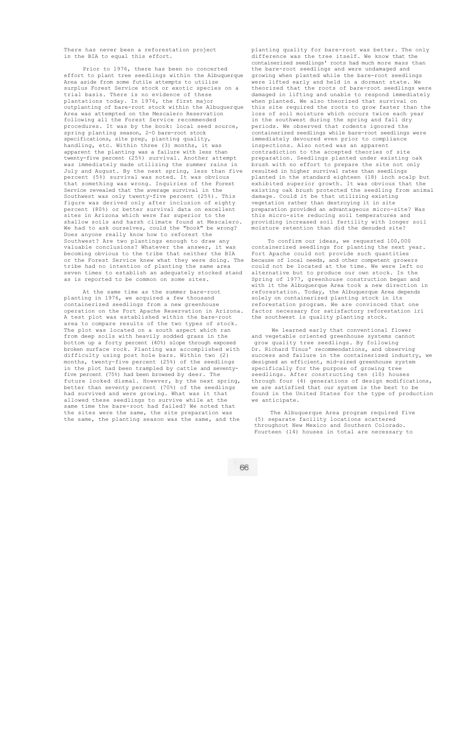There has never been a reforestation project in the BIA to equal this effort.

Prior to 1976, there has been no concerted effort to plant tree seedlings within the Albuquerque Area aside from some futile attempts to utilize surplus Forest Service stock or exotic species on a trial basis. There is no evidence of these plantations today. In 1976, the first major outplanting of bare-root stock within the Albuquerque Area was attempted on the Mescalero Reservation following all the Forest Service recommended procedures. It was by the book: local seed source, spring planting season, 2-0 bare-root stock specifications, site prep, planting quality, handling, etc. Within three (3) months, it was apparent the planting was a failure with less than twenty-five percent (25%) survival. Another attempt was immediately made utilizing the summer rains in July and August. By the next spring, less than five percent (5%) survival was noted. It was obvious that something was wrong. Inquiries of the Forest Service revealed that the average survival in the Southwest was only twenty-five percent (25%). This figure was derived only after inclusion of eighty percent (80%) or better survival data on excellent sites in Arizona which were far superior to the shallow soils and harsh climate found at Mescalero. We had to ask ourselves, could the "book" be wrong? Does anyone really know how to reforest the Southwest? Are two plantings enough to draw any valuable conclusions? Whatever the answer, it was becoming obvious to the tribe that neither the BIA or the Forest Service knew what they were doing. The tribe had no intention of planting the same area seven times to establish an adequately stocked stand as is reported to be common on some sites.

At the same time as the summer bare-root planting in 1976, we acquired a few thousand containerized seedlings from a new greenhouse operation on the Fort Apache Reservation in Arizona. A test plot was established within the bare-root area to compare results of the two types of stock. The plot was located on a south aspect which ran from deep soils with heavily sodded grass in the bottom up a forty percent (40%) slope through exposed broken surface rock. Planting was accomplished with difficulty using post hole bars. Within two (2) months, twenty-five percent (25%) of the seedlings in the plot had been trampled by cattle and seventy-five percent (75%) had been browsed by deer. The future looked dismal. However, by the next spring, better than seventy percent (70%) of the seedlings had survived and were growing. What was it that allowed these seedlings to survive while at the same time the bare-root had failed? We noted that the sites were the same, the site preparation was the same, and the planting season was the same, and the planting quality for bare-root was better. The only difference was the tree itself. We know that the containerized seedlings' roots had much more mass than the bare-root seedlings and were undamaged and growing when planted while the bare-root seedlings were lifted early and held in a dormant state. We theorized that the roots of bare-root seedlings were damaged in lifting and unable to respond immediately when planted. We also theorized that survival on this site required the roots to grow faster than the loss of soil moisture which occurs twice each year in the southwest during the spring and fall dry periods. We observed that rodents ignored the containerized seedlings while bare-root seedlings were immediately devoured even prior to compliance inspections. Also noted was an apparent contradiction to the accepted theories of site preparation. Seedlings planted under existing oak brush with no effort to prepare the site not only resulted in higher survival rates than seedlings planted in the standard eighteen (18) inch scalp but exhibited superior growth. It was obvious that the existing oak brush protected the seedling from animal damage. Could it be that utilizing existing vegetation rather than destroying it in site preparation provided an advantageous micro-site? Was this micro-site reducing soil temperatures and providing increased soil fertility with longer soil moisture retention than did the denuded site?

To confirm our ideas, we requested 100,000 containerized seedlings for planting the next year. Fort Apache could not provide such quantities because of local needs, and other competent growers could not be located at the time. We were left no alternative but to produce our own stock. In the Spring of 1977, greenhouse construction began and with it the Albuquerque Area took a new direction in reforestation. Today, the Albuquerque Area depends solely on containerized planting stock in its reforestation program. We are convinced that one factor necessary for satisfactory reforestation iri the southwest is quality planting stock.

We learned early that conventional flower and vegetable oriented greenhouse systems cannot grow quality tree seedlings. By following Dr. Richard Tinus' recommendations, and observing success and failure in the containerized industry, we designed an efficient, mid-sized greenhouse system specifically for the purpose of growing tree seedlings. After constructing ten (10) houses through four (4) generations of design modifications, we are satisfied that our system is the best to be found in the United States for the type of production we anticipate.

The Albuquerque Area program required five (5) separate facility locations scattered throughout New Mexico and Southern Colorado. Fourteen (14) houses in total are necessary to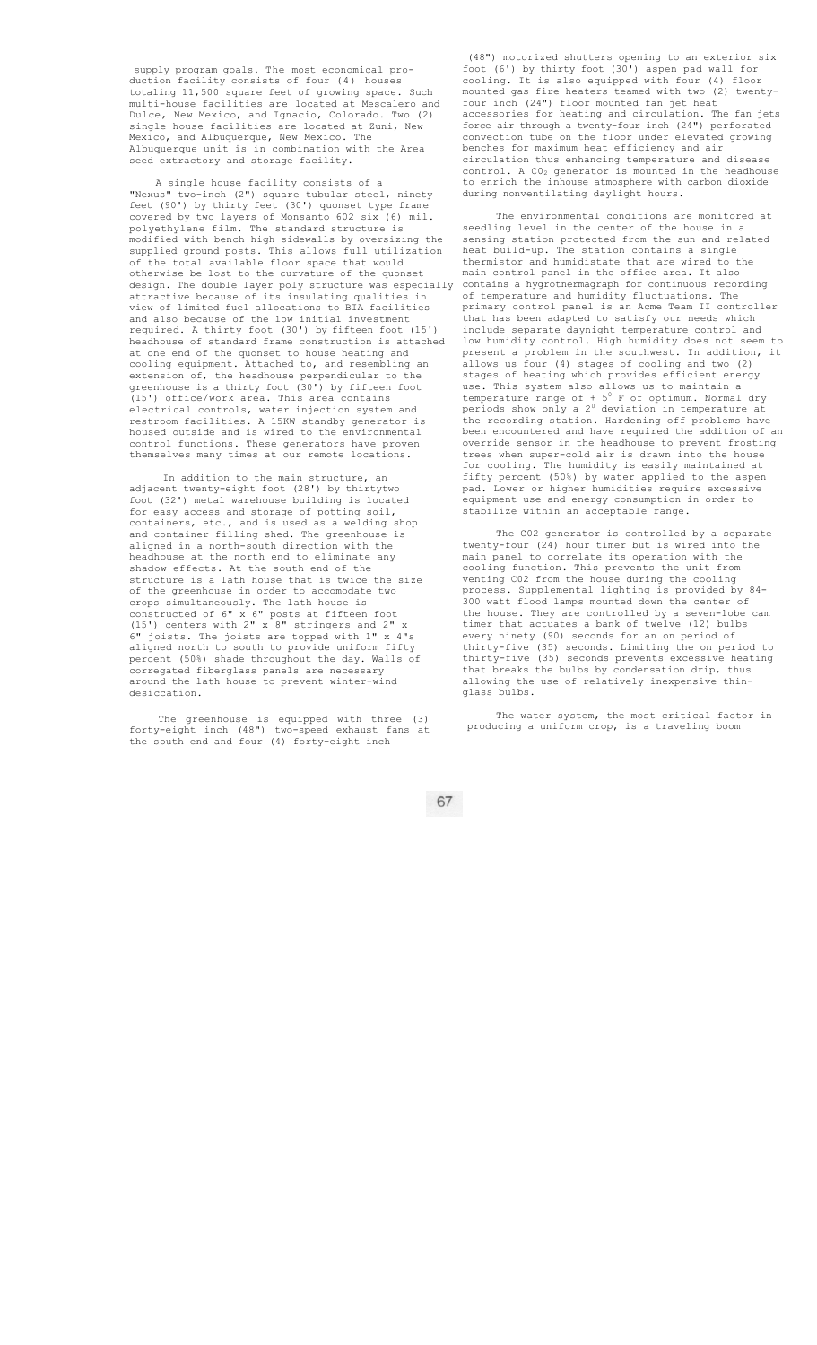supply program goals. The most economical production facility consists of four (4) houses totaling 11,500 square feet of growing space. Such multi-house facilities are located at Mescalero and Dulce, New Mexico, and Ignacio, Colorado. Two (2) single house facilities are located at Zuni, New Mexico, and Albuquerque, New Mexico. The Albuquerque unit is in combination with the Area seed extractory and storage facility.

A single house facility consists of a "Nexus" two-inch (2") square tubular steel, ninety feet (90') by thirty feet (30') quonset type frame covered by two layers of Monsanto 602 six (6) mil. polyethylene film. The standard structure is modified with bench high sidewalls by oversizing the supplied ground posts. This allows full utilization of the total available floor space that would otherwise be lost to the curvature of the quonset design. The double layer poly structure was especially attractive because of its insulating qualities in view of limited fuel allocations to BIA facilities and also because of the low initial investment required. A thirty foot (30') by fifteen foot (15') headhouse of standard frame construction is attached at one end of the quonset to house heating and cooling equipment. Attached to, and resembling an extension of, the headhouse perpendicular to the greenhouse is a thirty foot (30') by fifteen foot (15') office/work area. This area contains electrical controls, water injection system and restroom facilities. A 15KW standby generator is housed outside and is wired to the environmental control functions. These generators have proven themselves many times at our remote locations.

In addition to the main structure, an adjacent twenty-eight foot (28') by thirtytwo foot (32') metal warehouse building is located for easy access and storage of potting soil, containers, etc., and is used as a welding shop and container filling shed. The greenhouse is aligned in a north-south direction with the headhouse at the north end to eliminate any shadow effects. At the south end of the structure is a lath house that is twice the size of the greenhouse in order to accomodate two crops simultaneously. The lath house is constructed of 6" x 6" posts at fifteen foot (15') centers with 2" x 8" stringers and 2" x 6" joists. The joists are topped with 1" x 4"s aligned north to south to provide uniform fifty percent (50%) shade throughout the day. Walls of corregated fiberglass panels are necessary around the lath house to prevent winter-wind desiccation.

The greenhouse is equipped with three (3) forty-eight inch (48") two-speed exhaust fans at the south end and four (4) forty-eight inch (48") motorized shutters opening to an exterior six foot (6') by thirty foot (30') aspen pad wall for cooling. It is also equipped with four (4) floor mounted gas fire heaters teamed with two (2) twenty-four inch (24") floor mounted fan jet heat accessories for heating and circulation. The fan jets force air through a twenty-four inch (24") perforated convection tube on the floor under elevated growing benches for maximum heat efficiency and air circulation thus enhancing temperature and disease control. A $CO_2$ generator is mounted in the headhouse to enrich the inhouse atmosphere with carbon dioxide during nonventilating daylight hours.

The environmental conditions are monitored at seedling level in the center of the house in a sensing station protected from the sun and related heat build-up. The station contains a single thermistor and humidistate that are wired to the main control panel in the office area. It also contains a hygrotnermagraph for continuous recording of temperature and humidity fluctuations. The primary control panel is an Acme Team II controller that has been adapted to satisfy our needs which include separate daynight temperature control and low humidity control. High humidity does not seem to present a problem in the southwest. In addition, it allows us four (4) stages of cooling and two (2) stages of heating which provides efficient energy use. This system also allows us to maintain a temperature range of $\pm$ 5° F of optimum. Normal dry periods show only a 2° deviation in temperature at the recording station. Hardening off problems have been encountered and have required the addition of an override sensor in the headhouse to prevent frosting trees when super-cold air is drawn into the house for cooling. The humidity is easily maintained at fifty percent (50%) by water applied to the aspen pad. Lower or higher humidities require excessive equipment use and energy consumption in order to stabilize within an acceptable range.

The C02 generator is controlled by a separate twenty-four (24) hour timer but is wired into the main panel to correlate its operation with the cooling function. This prevents the unit from venting C02 from the house during the cooling process. Supplemental lighting is provided by 84-300 watt flood lamps mounted down the center of the house. They are controlled by a seven-lobe cam timer that actuates a bank of twelve (12) bulbs every ninety (90) seconds for an on period of thirty-five (35) seconds. Limiting the on period to thirty-five (35) seconds prevents excessive heating that breaks the bulbs by condensation drip, thus allowing the use of relatively inexpensive thin-glass bulbs.

The water system, the most critical factor in producing a uniform crop, is a traveling boom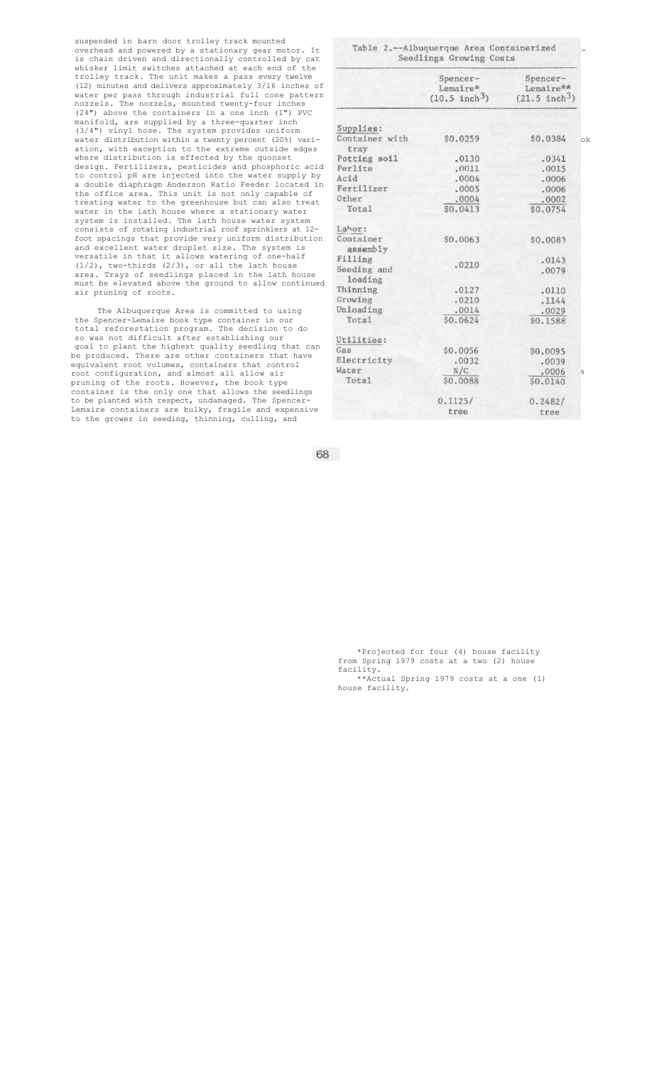suspended in barn door trolley track mounted overhead and powered by a stationary gear motor. It is chain driven and directionally controlled by cat whisker limit switches attached at each end of the trolley track. The unit makes a pass every twelve (12) minutes and delivers approximately 3/16 inches of water per pass through industrial full cone pattern nozzels. The nozzels, mounted twenty-four inches (24") above the containers in a one inch (1") PVC manifold, are supplied by a three-quarter inch (3/4") vinyl hose. The system provides uniform water distribution within a twenty percent (20%) variation, with exception to the extreme outside edges where distribution is effected by the quonset design. Fertilizers, pesticides and phosphoric acid to control pH are injected into the water supply by a double diaphragm Anderson Ratio Feeder located in the office area. This unit is not only capable of treating water to the greenhouse but can also treat water in the lath house where a stationary water system is installed. The lath house water system consists of rotating industrial roof sprinklers at 12-foot spacings that provide very uniform distribution and excellent water droplet size. The system is versatile in that it allows watering of one-half (1/2), two-thirds (2/3), or all the lath house area. Trays of seedlings placed in the lath house must be elevated above the ground to allow continued air pruning of roots.

The Albuquerque Area is committed to using the Spencer-Lemaire book type container in our total reforestation program. The decision to do so was not difficult after establishing our goal to plant the highest quality seedling that can be produced. There are other containers that have equivalent root volumes, containers that control root configuration, and almost all allow air pruning of the roots. However, the book type container is the only one that allows the seedlings to be planted with respect, undamaged. The Spencer-Lemaire containers are bulky, fragile and expensive to the grower in seeding, thinning, culling, and

Table 2.--Albuquerque Area Containerized Seedlings Growing Costs

| | Spencer-Lemaire* ($10.5$ inch$^3$) | Spencer-Lemaire** ($21.5$ inch$^3$) |
|---|---|---|
| **Supplies:** | | |
| Container with tray | $0.0259 | $0.0384 |
| Potting soil | .0130 | .0341 |
| Perlite | .0011 | .0015 |
| Acid | .0004 | .0006 |
| Fertilizer | .0005 | .0006 |
| Other | .0004 | .0002 |
| Total | $0.0413 | $0.0754 |
| **Labor:** | | |
| Container assembly | $0.0063 | $0.0083 |
| Filling | .0210 | .0143 |
| Seeding and loading | | .0079 |
| Thinning | .0127 | .0110 |
| Growing | .0210 | .1144 |
| Unloading | .0014 | .0029 |
| Total | $0.0624 | $0.1588 |
| **Utilities:** | | |
| Gas | $0.0056 | $0.0095 |
| Electricity | .0032 | .0039 |
| Water | N/C | .0006 |
| Total | $0.0088 | $0.0140 |
| | 0.1125/tree | 0.2482/tree |

*Projected for four (4) house facility from Spring 1979 costs at a two (2) house facility.

**Actual Spring 1979 costs at a one (1) house facility.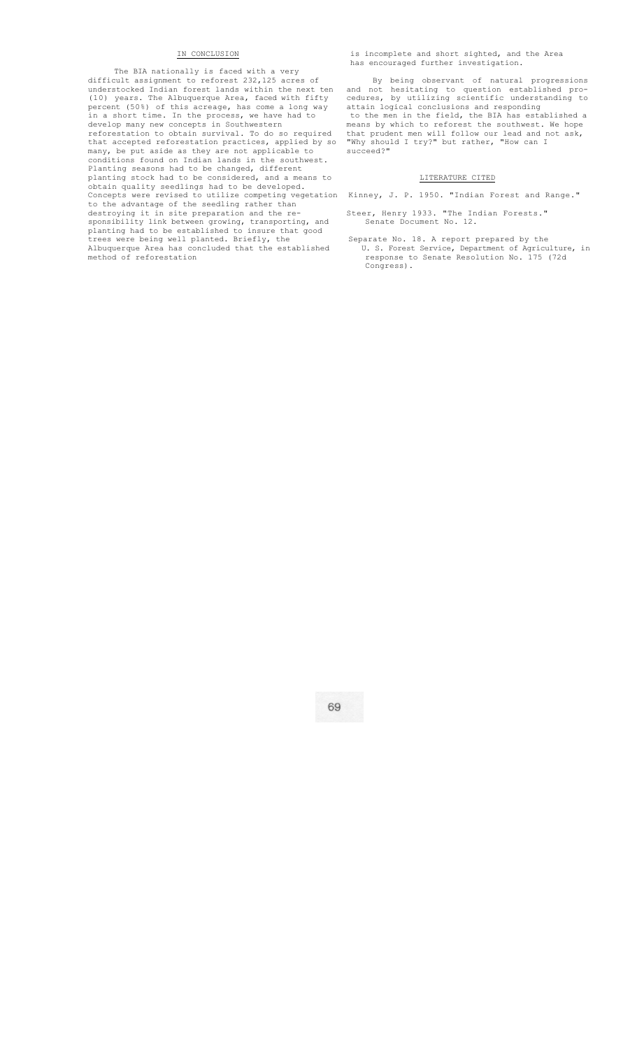## IN CONCLUSION

The BIA nationally is faced with a very difficult assignment to reforest 232,125 acres of understocked Indian forest lands within the next ten (10) years. The Albuquerque Area, faced with fifty percent (50%) of this acreage, has come a long way in a short time. In the process, we have had to develop many new concepts in Southwestern reforestation to obtain survival. To do so required that accepted reforestation practices, applied by so many, be put aside as they are not applicable to conditions found on Indian lands in the southwest. Planting seasons had to be changed, different planting stock had to be considered, and a means to obtain quality seedlings had to be developed. Concepts were revised to utilize competing vegetation to the advantage of the seedling rather than destroying it in site preparation and the responsibility link between growing, transporting, and planting had to be established to insure that good trees were being well planted. Briefly, the Albuquerque Area has concluded that the established method of reforestation is incomplete and short sighted, and the Area has encouraged further investigation.

By being observant of natural progressions and not hesitating to question established procedures, by utilizing scientific understanding to attain logical conclusions and responding to the men in the field, the BIA has established a means by which to reforest the southwest. We hope that prudent men will follow our lead and not ask, "Why should I try?" but rather, "How can I succeed?"

## LITERATURE CITED

Kinney, J. P. 1950. "Indian Forest and Range."

Steer, Henry 1933. "The Indian Forests." Senate Document No. 12.

Separate No. 18. A report prepared by the U. S. Forest Service, Department of Agriculture, in response to Senate Resolution No. 175 (72d Congress).